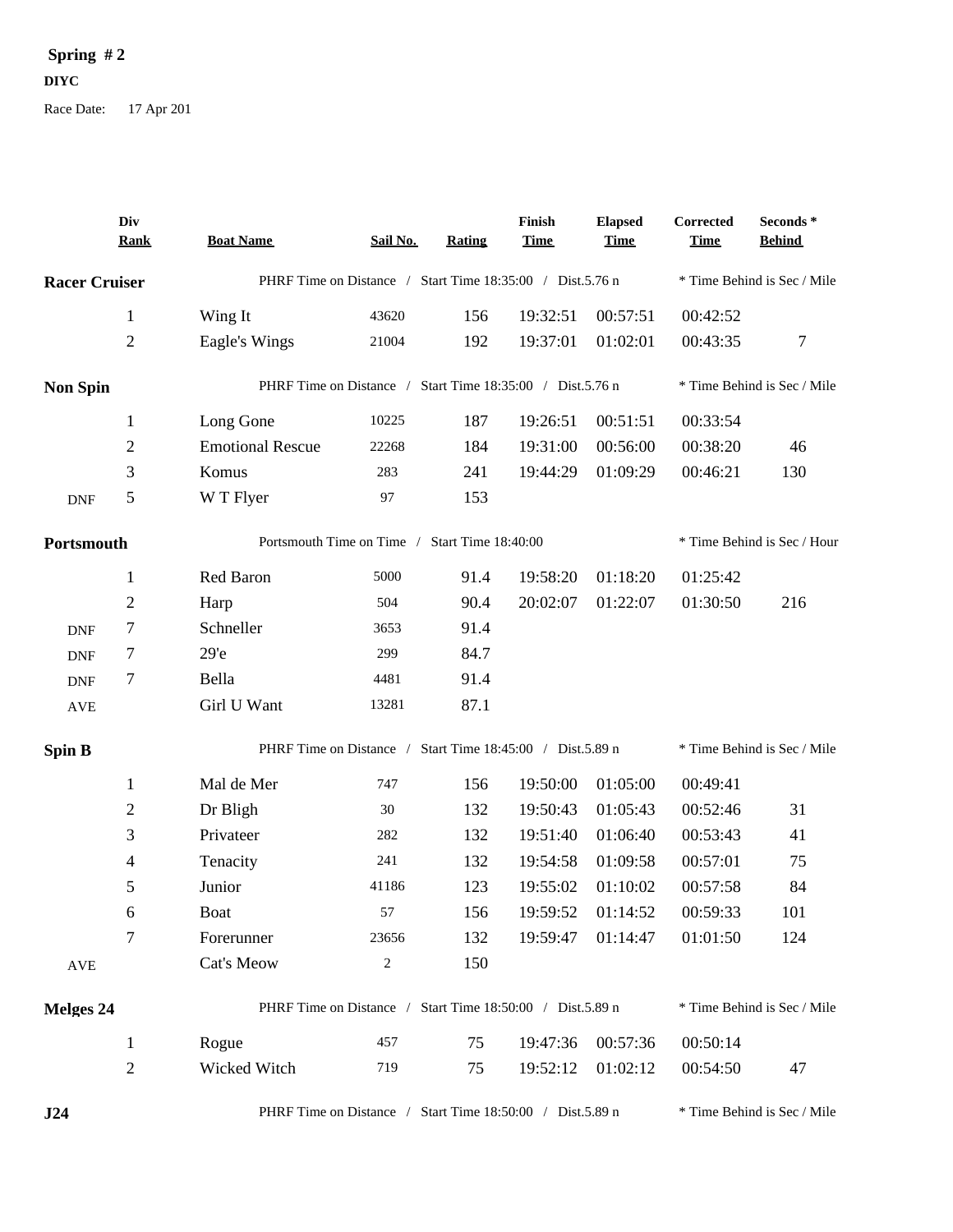**Spring # 2**

**DIYC**

Race Date: 17 Apr 201

| | Div Rank | Boat Name | Sail No. | Rating | Finish Time | Elapsed Time | Corrected Time | Seconds * Behind |
|---|---|---|---|---|---|---|---|---|
| **Racer Cruiser** | | PHRF Time on Distance / Start Time 18:35:00 / Dist.5.76 n | | | | | * Time Behind is Sec / Mile | |
| | 1 | Wing It | 43620 | 156 | 19:32:51 | 00:57:51 | 00:42:52 | |
| | 2 | Eagle's Wings | 21004 | 192 | 19:37:01 | 01:02:01 | 00:43:35 | 7 |
| **Non Spin** | | PHRF Time on Distance / Start Time 18:35:00 / Dist.5.76 n | | | | | * Time Behind is Sec / Mile | |
| | 1 | Long Gone | 10225 | 187 | 19:26:51 | 00:51:51 | 00:33:54 | |
| | 2 | Emotional Rescue | 22268 | 184 | 19:31:00 | 00:56:00 | 00:38:20 | 46 |
| | 3 | Komus | 283 | 241 | 19:44:29 | 01:09:29 | 00:46:21 | 130 |
| DNF | 5 | W T Flyer | 97 | 153 | | | | |
| **Portsmouth** | | Portsmouth Time on Time / Start Time 18:40:00 | | | | | * Time Behind is Sec / Hour | |
| | 1 | Red Baron | 5000 | 91.4 | 19:58:20 | 01:18:20 | 01:25:42 | |
| | 2 | Harp | 504 | 90.4 | 20:02:07 | 01:22:07 | 01:30:50 | 216 |
| DNF | 7 | Schneller | 3653 | 91.4 | | | | |
| DNF | 7 | 29'e | 299 | 84.7 | | | | |
| DNF | 7 | Bella | 4481 | 91.4 | | | | |
| AVE | | Girl U Want | 13281 | 87.1 | | | | |
| **Spin B** | | PHRF Time on Distance / Start Time 18:45:00 / Dist.5.89 n | | | | | * Time Behind is Sec / Mile | |
| | 1 | Mal de Mer | 747 | 156 | 19:50:00 | 01:05:00 | 00:49:41 | |
| | 2 | Dr Bligh | 30 | 132 | 19:50:43 | 01:05:43 | 00:52:46 | 31 |
| | 3 | Privateer | 282 | 132 | 19:51:40 | 01:06:40 | 00:53:43 | 41 |
| | 4 | Tenacity | 241 | 132 | 19:54:58 | 01:09:58 | 00:57:01 | 75 |
| | 5 | Junior | 41186 | 123 | 19:55:02 | 01:10:02 | 00:57:58 | 84 |
| | 6 | Boat | 57 | 156 | 19:59:52 | 01:14:52 | 00:59:33 | 101 |
| | 7 | Forerunner | 23656 | 132 | 19:59:47 | 01:14:47 | 01:01:50 | 124 |
| AVE | | Cat's Meow | 2 | 150 | | | | |
| **Melges 24** | | PHRF Time on Distance / Start Time 18:50:00 / Dist.5.89 n | | | | | * Time Behind is Sec / Mile | |
| | 1 | Rogue | 457 | 75 | 19:47:36 | 00:57:36 | 00:50:14 | |
| | 2 | Wicked Witch | 719 | 75 | 19:52:12 | 01:02:12 | 00:54:50 | 47 |
| **J24** | | PHRF Time on Distance / Start Time 18:50:00 / Dist.5.89 n | | | | | * Time Behind is Sec / Mile | |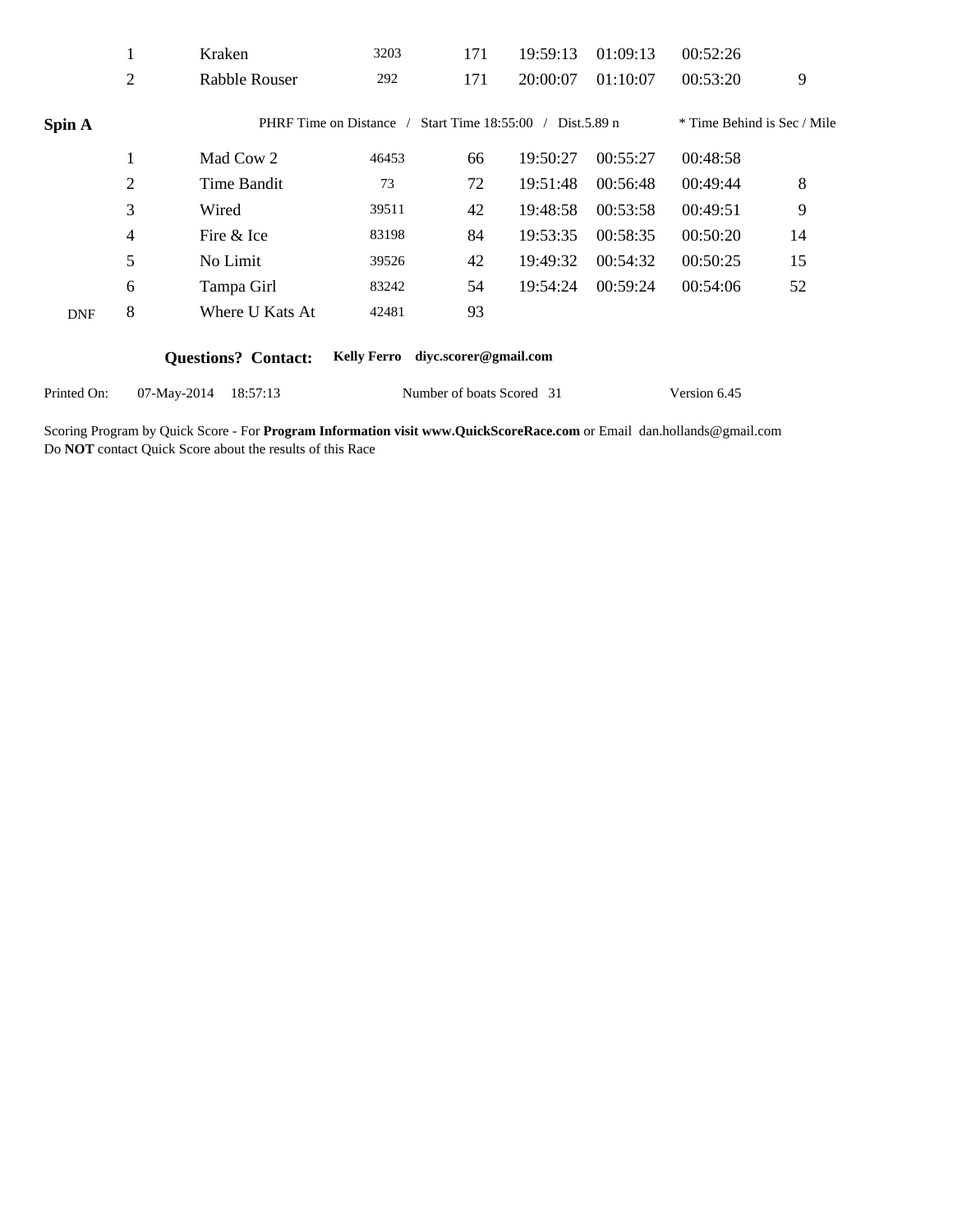| | | | | | | | | |
|---|---|---|---|---|---|---|---|---|
| | 1 | Kraken | 3203 | 171 | 19:59:13 | 01:09:13 | 00:52:26 | |
| | 2 | Rabble Rouser | 292 | 171 | 20:00:07 | 01:10:07 | 00:53:20 | 9 |

**Spin A** PHRF Time on Distance / Start Time 18:55:00 / Dist.5.89 n * Time Behind is Sec / Mile

| | | | | | | | | |
|---|---|---|---|---|---|---|---|---|
| | 1 | Mad Cow 2 | 46453 | 66 | 19:50:27 | 00:55:27 | 00:48:58 | |
| | 2 | Time Bandit | 73 | 72 | 19:51:48 | 00:56:48 | 00:49:44 | 8 |
| | 3 | Wired | 39511 | 42 | 19:48:58 | 00:53:58 | 00:49:51 | 9 |
| | 4 | Fire & Ice | 83198 | 84 | 19:53:35 | 00:58:35 | 00:50:20 | 14 |
| | 5 | No Limit | 39526 | 42 | 19:49:32 | 00:54:32 | 00:50:25 | 15 |
| | 6 | Tampa Girl | 83242 | 54 | 19:54:24 | 00:59:24 | 00:54:06 | 52 |
| DNF | 8 | Where U Kats At | 42481 | 93 | | | | |

**Questions? Contact:** **Kelly Ferro diyc.scorer@gmail.com**

Printed On: 07-May-2014 18:57:13 Number of boats Scored 31 Version 6.45

Scoring Program by Quick Score - For **Program Information visit www.QuickScoreRace.com** or Email dan.hollands@gmail.com
Do **NOT** contact Quick Score about the results of this Race